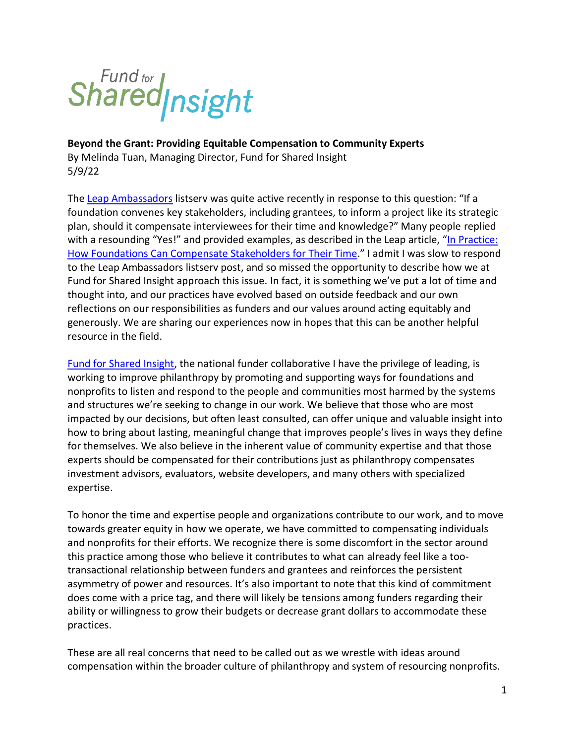Fund for Shared Insight

**Beyond the Grant: Providing Equitable Compensation to Community Experts**
By Melinda Tuan, Managing Director, Fund for Shared Insight
5/9/22

The Leap Ambassadors listserv was quite active recently in response to this question: "If a foundation convenes key stakeholders, including grantees, to inform a project like its strategic plan, should it compensate interviewees for their time and knowledge?" Many people replied with a resounding "Yes!" and provided examples, as described in the Leap article, "In Practice: How Foundations Can Compensate Stakeholders for Their Time." I admit I was slow to respond to the Leap Ambassadors listserv post, and so missed the opportunity to describe how we at Fund for Shared Insight approach this issue. In fact, it is something we've put a lot of time and thought into, and our practices have evolved based on outside feedback and our own reflections on our responsibilities as funders and our values around acting equitably and generously. We are sharing our experiences now in hopes that this can be another helpful resource in the field.

Fund for Shared Insight, the national funder collaborative I have the privilege of leading, is working to improve philanthropy by promoting and supporting ways for foundations and nonprofits to listen and respond to the people and communities most harmed by the systems and structures we're seeking to change in our work. We believe that those who are most impacted by our decisions, but often least consulted, can offer unique and valuable insight into how to bring about lasting, meaningful change that improves people's lives in ways they define for themselves. We also believe in the inherent value of community expertise and that those experts should be compensated for their contributions just as philanthropy compensates investment advisors, evaluators, website developers, and many others with specialized expertise.

To honor the time and expertise people and organizations contribute to our work, and to move towards greater equity in how we operate, we have committed to compensating individuals and nonprofits for their efforts. We recognize there is some discomfort in the sector around this practice among those who believe it contributes to what can already feel like a too-transactional relationship between funders and grantees and reinforces the persistent asymmetry of power and resources. It's also important to note that this kind of commitment does come with a price tag, and there will likely be tensions among funders regarding their ability or willingness to grow their budgets or decrease grant dollars to accommodate these practices.

These are all real concerns that need to be called out as we wrestle with ideas around compensation within the broader culture of philanthropy and system of resourcing nonprofits.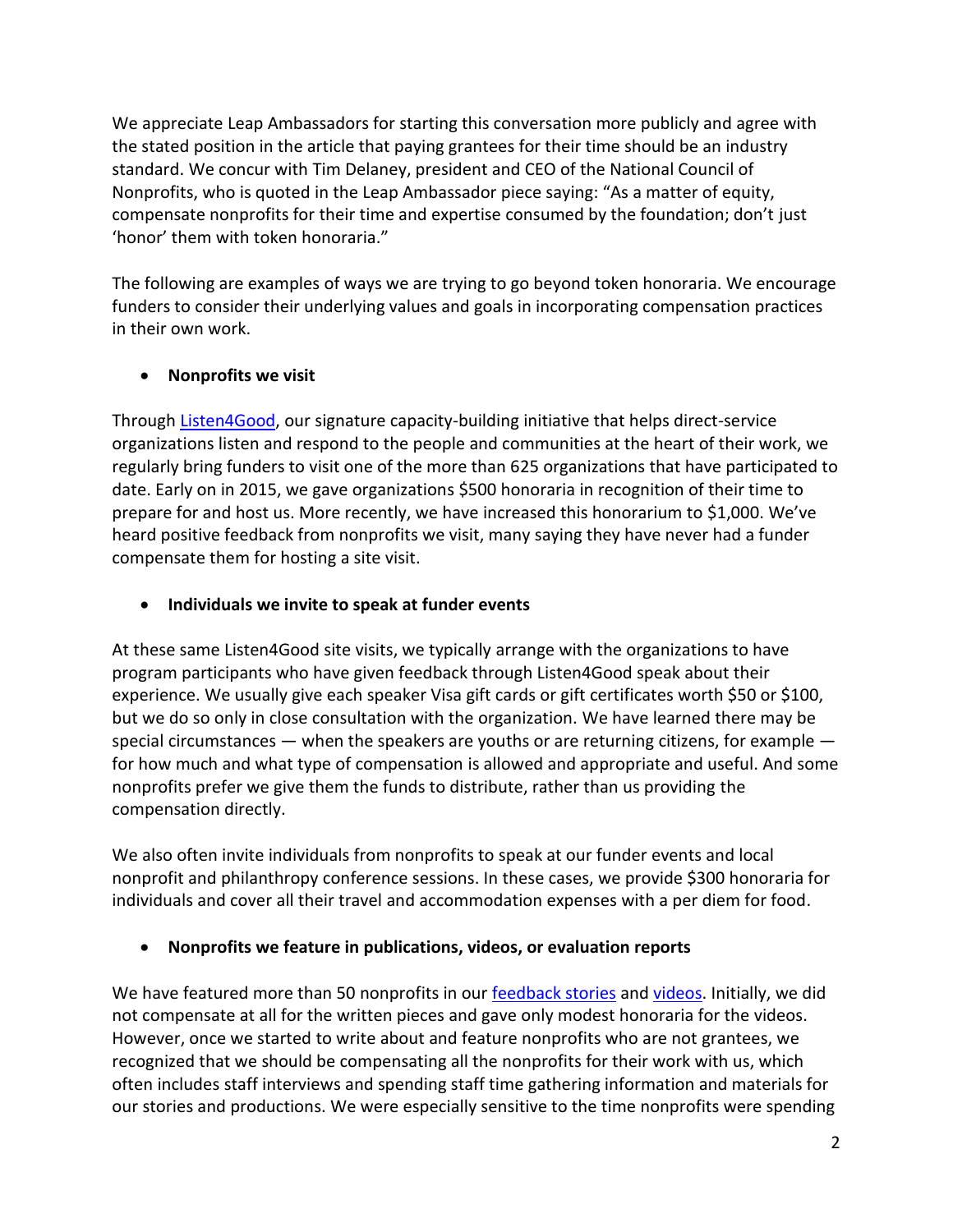We appreciate Leap Ambassadors for starting this conversation more publicly and agree with the stated position in the article that paying grantees for their time should be an industry standard. We concur with Tim Delaney, president and CEO of the National Council of Nonprofits, who is quoted in the Leap Ambassador piece saying: "As a matter of equity, compensate nonprofits for their time and expertise consumed by the foundation; don't just 'honor' them with token honoraria."

The following are examples of ways we are trying to go beyond token honoraria. We encourage funders to consider their underlying values and goals in incorporating compensation practices in their own work.

- **Nonprofits we visit**

Through Listen4Good, our signature capacity-building initiative that helps direct-service organizations listen and respond to the people and communities at the heart of their work, we regularly bring funders to visit one of the more than 625 organizations that have participated to date. Early on in 2015, we gave organizations $500 honoraria in recognition of their time to prepare for and host us. More recently, we have increased this honorarium to $1,000. We've heard positive feedback from nonprofits we visit, many saying they have never had a funder compensate them for hosting a site visit.

- **Individuals we invite to speak at funder events**

At these same Listen4Good site visits, we typically arrange with the organizations to have program participants who have given feedback through Listen4Good speak about their experience. We usually give each speaker Visa gift cards or gift certificates worth $50 or $100, but we do so only in close consultation with the organization. We have learned there may be special circumstances — when the speakers are youths or are returning citizens, for example — for how much and what type of compensation is allowed and appropriate and useful. And some nonprofits prefer we give them the funds to distribute, rather than us providing the compensation directly.

We also often invite individuals from nonprofits to speak at our funder events and local nonprofit and philanthropy conference sessions. In these cases, we provide $300 honoraria for individuals and cover all their travel and accommodation expenses with a per diem for food.

- **Nonprofits we feature in publications, videos, or evaluation reports**

We have featured more than 50 nonprofits in our feedback stories and videos. Initially, we did not compensate at all for the written pieces and gave only modest honoraria for the videos. However, once we started to write about and feature nonprofits who are not grantees, we recognized that we should be compensating all the nonprofits for their work with us, which often includes staff interviews and spending staff time gathering information and materials for our stories and productions. We were especially sensitive to the time nonprofits were spending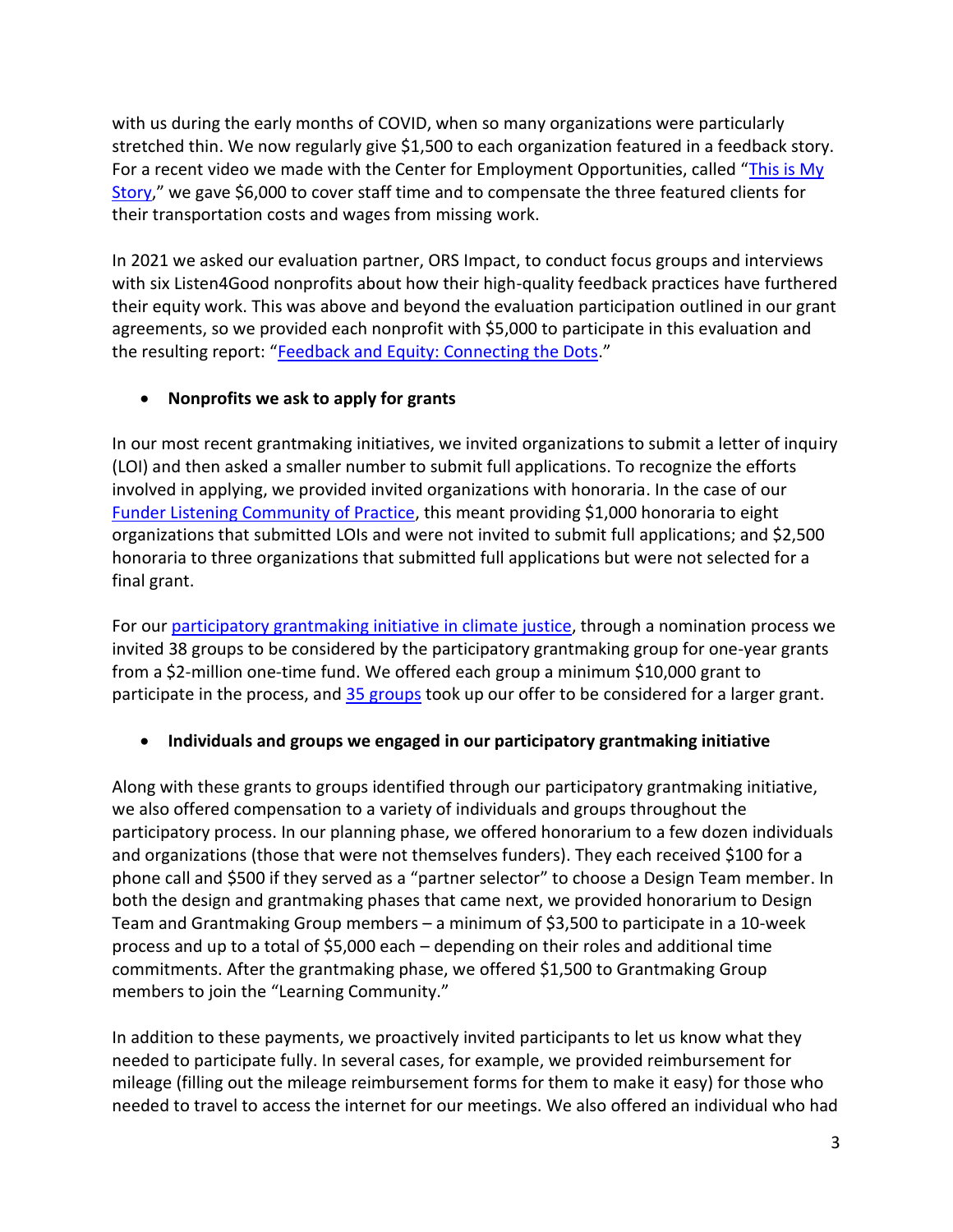with us during the early months of COVID, when so many organizations were particularly stretched thin. We now regularly give $1,500 to each organization featured in a feedback story. For a recent video we made with the Center for Employment Opportunities, called "This is My Story," we gave $6,000 to cover staff time and to compensate the three featured clients for their transportation costs and wages from missing work.

In 2021 we asked our evaluation partner, ORS Impact, to conduct focus groups and interviews with six Listen4Good nonprofits about how their high-quality feedback practices have furthered their equity work. This was above and beyond the evaluation participation outlined in our grant agreements, so we provided each nonprofit with $5,000 to participate in this evaluation and the resulting report: "Feedback and Equity: Connecting the Dots."

- **Nonprofits we ask to apply for grants**

In our most recent grantmaking initiatives, we invited organizations to submit a letter of inquiry (LOI) and then asked a smaller number to submit full applications. To recognize the efforts involved in applying, we provided invited organizations with honoraria. In the case of our Funder Listening Community of Practice, this meant providing $1,000 honoraria to eight organizations that submitted LOIs and were not invited to submit full applications; and $2,500 honoraria to three organizations that submitted full applications but were not selected for a final grant.

For our participatory grantmaking initiative in climate justice, through a nomination process we invited 38 groups to be considered by the participatory grantmaking group for one-year grants from a $2-million one-time fund. We offered each group a minimum $10,000 grant to participate in the process, and 35 groups took up our offer to be considered for a larger grant.

- **Individuals and groups we engaged in our participatory grantmaking initiative**

Along with these grants to groups identified through our participatory grantmaking initiative, we also offered compensation to a variety of individuals and groups throughout the participatory process. In our planning phase, we offered honorarium to a few dozen individuals and organizations (those that were not themselves funders). They each received $100 for a phone call and $500 if they served as a "partner selector" to choose a Design Team member. In both the design and grantmaking phases that came next, we provided honorarium to Design Team and Grantmaking Group members – a minimum of $3,500 to participate in a 10-week process and up to a total of $5,000 each – depending on their roles and additional time commitments. After the grantmaking phase, we offered $1,500 to Grantmaking Group members to join the "Learning Community."

In addition to these payments, we proactively invited participants to let us know what they needed to participate fully. In several cases, for example, we provided reimbursement for mileage (filling out the mileage reimbursement forms for them to make it easy) for those who needed to travel to access the internet for our meetings. We also offered an individual who had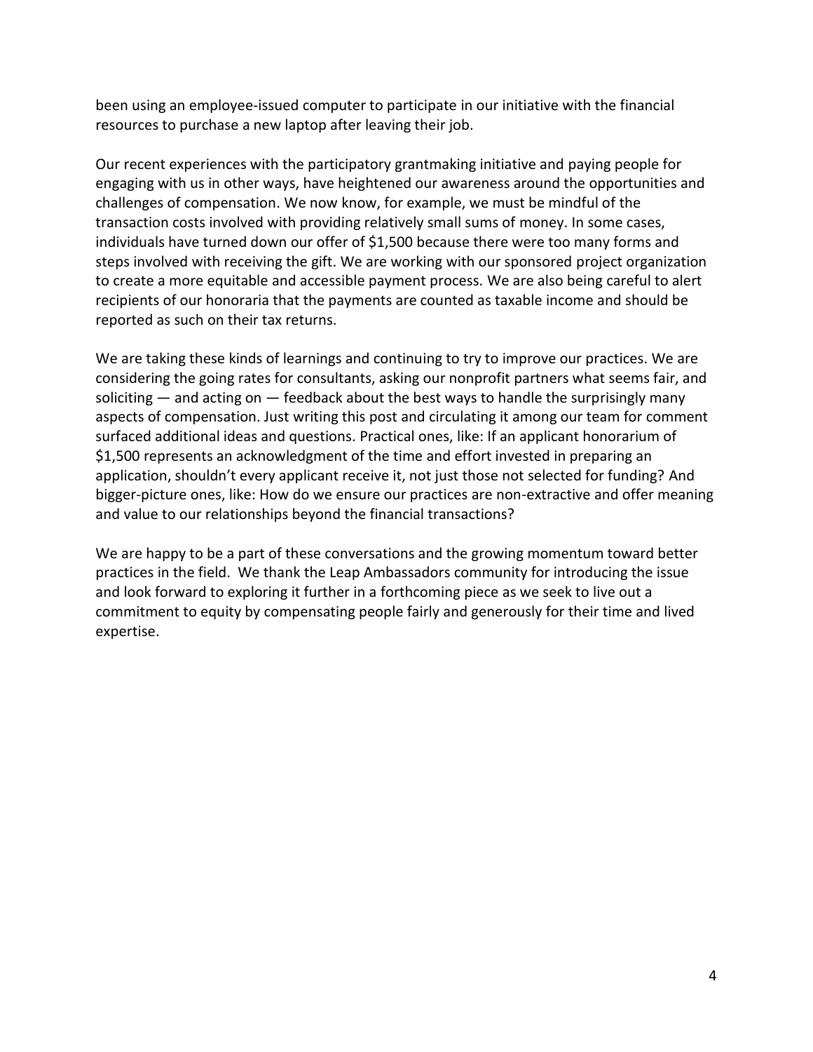been using an employee-issued computer to participate in our initiative with the financial resources to purchase a new laptop after leaving their job.

Our recent experiences with the participatory grantmaking initiative and paying people for engaging with us in other ways, have heightened our awareness around the opportunities and challenges of compensation. We now know, for example, we must be mindful of the transaction costs involved with providing relatively small sums of money. In some cases, individuals have turned down our offer of $1,500 because there were too many forms and steps involved with receiving the gift. We are working with our sponsored project organization to create a more equitable and accessible payment process. We are also being careful to alert recipients of our honoraria that the payments are counted as taxable income and should be reported as such on their tax returns.

We are taking these kinds of learnings and continuing to try to improve our practices. We are considering the going rates for consultants, asking our nonprofit partners what seems fair, and soliciting — and acting on — feedback about the best ways to handle the surprisingly many aspects of compensation. Just writing this post and circulating it among our team for comment surfaced additional ideas and questions. Practical ones, like: If an applicant honorarium of $1,500 represents an acknowledgment of the time and effort invested in preparing an application, shouldn't every applicant receive it, not just those not selected for funding? And bigger-picture ones, like: How do we ensure our practices are non-extractive and offer meaning and value to our relationships beyond the financial transactions?

We are happy to be a part of these conversations and the growing momentum toward better practices in the field. We thank the Leap Ambassadors community for introducing the issue and look forward to exploring it further in a forthcoming piece as we seek to live out a commitment to equity by compensating people fairly and generously for their time and lived expertise.